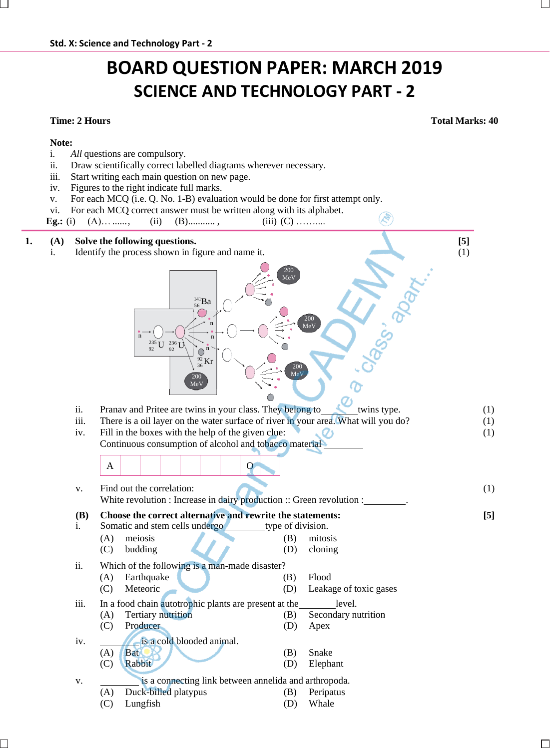# BOARD QUESTION PAPER: MARCH 2019

## SCIENCE AND TECHNOLOGY PART - 2

**Time: 2 Hours** **Total Marks: 40**

**Note:**

i. *All* questions are compulsory.
ii. Draw scientifically correct labelled diagrams wherever necessary.
iii. Start writing each main question on new page.
iv. Figures to the right indicate full marks.
v. For each MCQ (i.e. Q. No. 1-B) evaluation would be done for first attempt only.
vi. For each MCQ correct answer must be written along with its alphabet.

**Eg.:** (i) (A)…......, (ii) (B)........... , (iii) (C) ……....

**1. (A) Solve the following questions.** **[5]**

i. Identify the process shown in figure and name it. (1)

$^{141}_{56}Ba$ n n n $^{235}_{92}U$ $^{236}_{92}U$ $^{92}_{36}Kr$ 200 MeV 200 MeV 200 MeV 200 MeV

ii. Pranav and Pritee are twins in your class. They belong to\_\_\_\_\_\_twins type. (1)

iii. There is a oil layer on the water surface of river in your area. What will you do? (1)

iv. Fill in the boxes with the help of the given clue: (1)
Continuous consumption of alcohol and tobacco material \_\_\_\_\_\_\_\_

| A | | | | | | | O | |
|---|---|---|---|---|---|---|---|---|

v. Find out the correlation: (1)
White revolution : Increase in dairy production :: Green revolution :\_\_\_\_\_\_\_\_\_.

**(B) Choose the correct alternative and rewrite the statements:** **[5]**

i. Somatic and stem cells undergo\_\_\_\_\_\_\_\_type of division.
(A) meiosis (B) mitosis
(C) budding (D) cloning

ii. Which of the following is a man-made disaster?
(A) Earthquake (B) Flood
(C) Meteoric (D) Leakage of toxic gases

iii. In a food chain autotrophic plants are present at the\_\_\_\_\_\_\_\_level.
(A) Tertiary nutrition (B) Secondary nutrition
(C) Producer (D) Apex

iv. \_\_\_\_\_\_\_\_ is a cold blooded animal.
(A) Bat (B) Snake
(C) Rabbit (D) Elephant

v. \_\_\_\_\_\_\_\_ is a connecting link between annelida and arthropoda.
(A) Duck-billed platypus (B) Peripatus
(C) Lungfish (D) Whale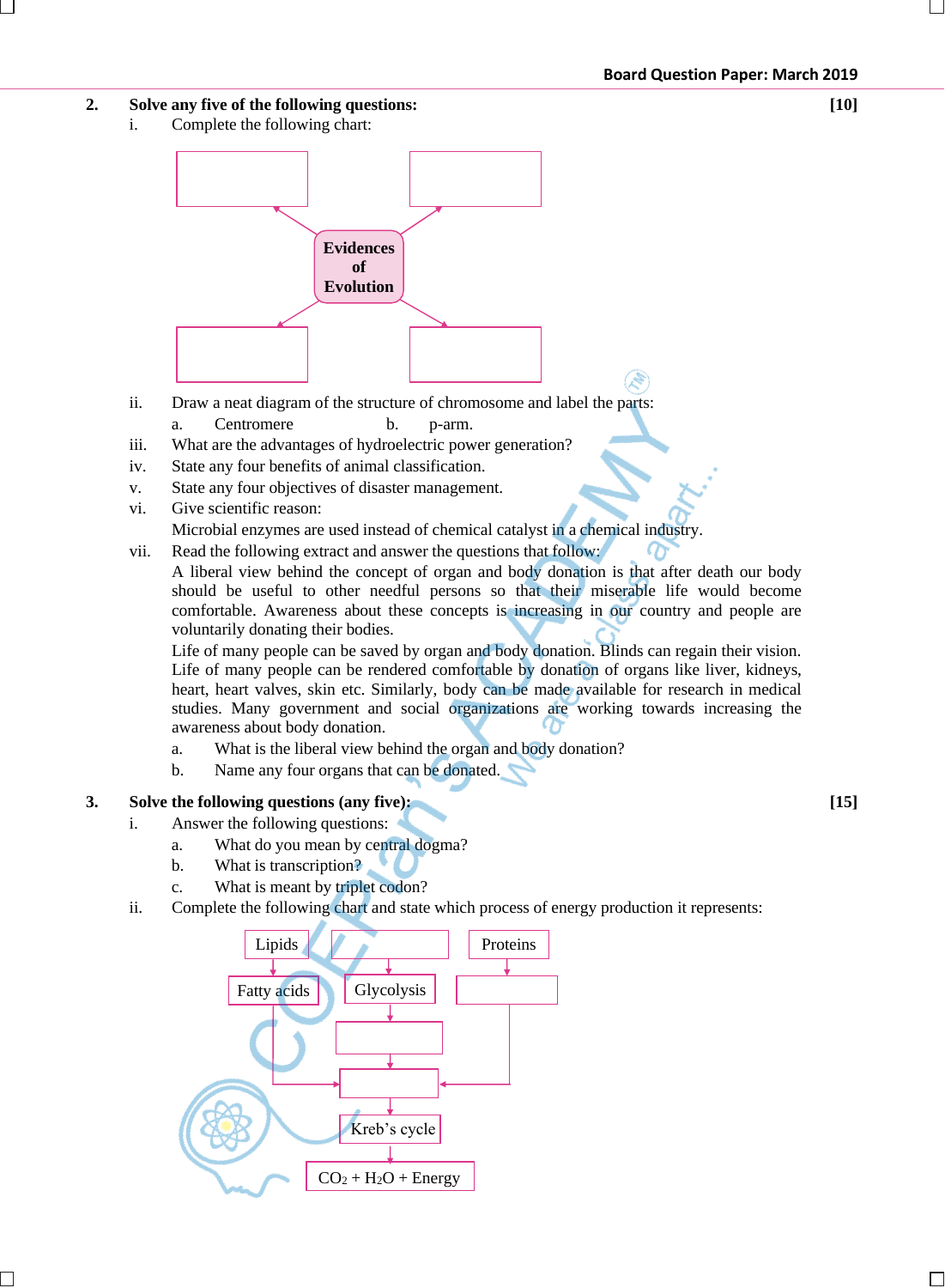**2. Solve any five of the following questions:** **[10]**

i. Complete the following chart:

Evidences of Evolution

ii. Draw a neat diagram of the structure of chromosome and label the parts:

a. Centromere b. p-arm.

iii. What are the advantages of hydroelectric power generation?

iv. State any four benefits of animal classification.

v. State any four objectives of disaster management.

vi. Give scientific reason:

Microbial enzymes are used instead of chemical catalyst in a chemical industry.

vii. Read the following extract and answer the questions that follow:

A liberal view behind the concept of organ and body donation is that after death our body should be useful to other needful persons so that their miserable life would become comfortable. Awareness about these concepts is increasing in our country and people are voluntarily donating their bodies.

Life of many people can be saved by organ and body donation. Blinds can regain their vision. Life of many people can be rendered comfortable by donation of organs like liver, kidneys, heart, heart valves, skin etc. Similarly, body can be made available for research in medical studies. Many government and social organizations are working towards increasing the awareness about body donation.

a. What is the liberal view behind the organ and body donation?

b. Name any four organs that can be donated.

**3. Solve the following questions (any five):** **[15]**

i. Answer the following questions:

a. What do you mean by central dogma?

b. What is transcription?

c. What is meant by triplet codon?

ii. Complete the following chart and state which process of energy production it represents:

Lipids → Fatty acids

Glycolysis

Proteins

Kreb's cycle

$CO_2$ + $H_2O$ + Energy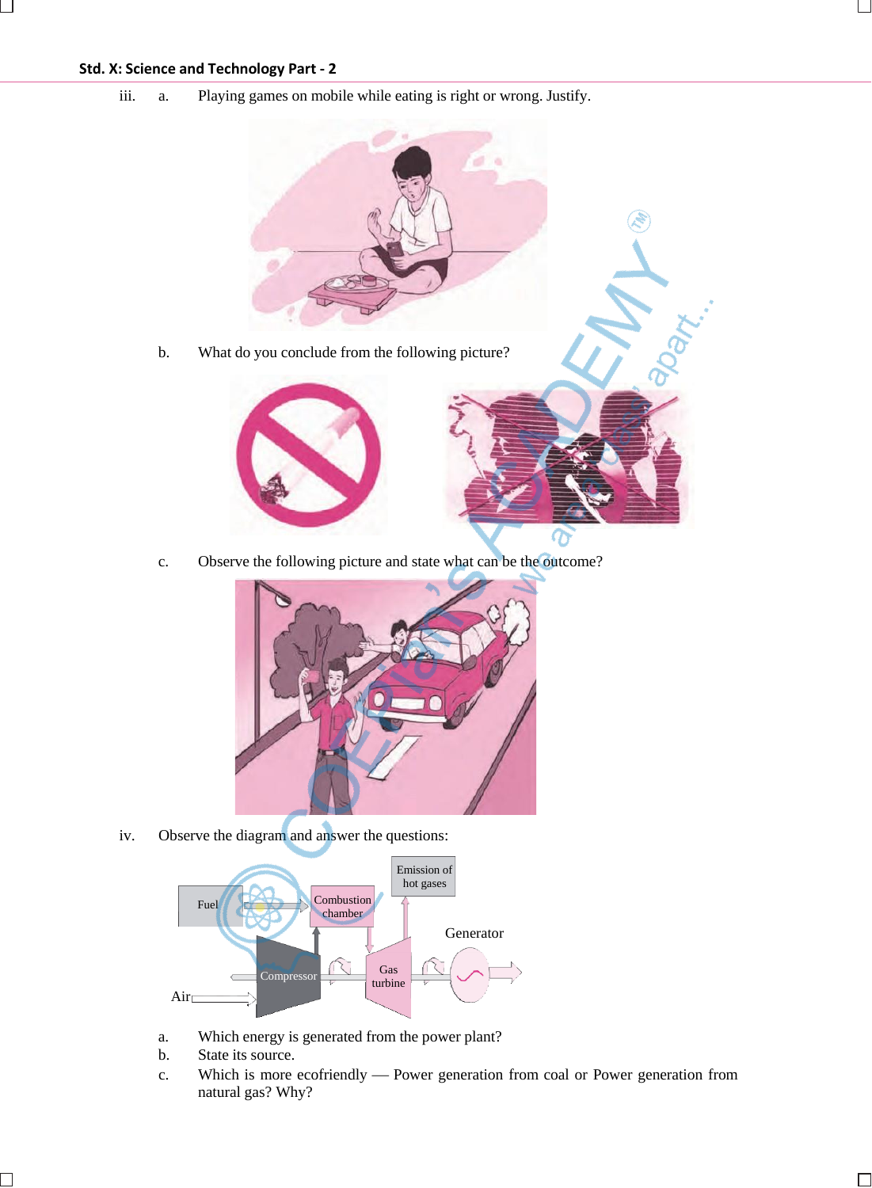iii. a. Playing games on mobile while eating is right or wrong. Justify.

b. What do you conclude from the following picture?

c. Observe the following picture and state what can be the outcome?

iv. Observe the diagram and answer the questions:

a. Which energy is generated from the power plant?

b. State its source.

c. Which is more ecofriendly — Power generation from coal or Power generation from natural gas? Why?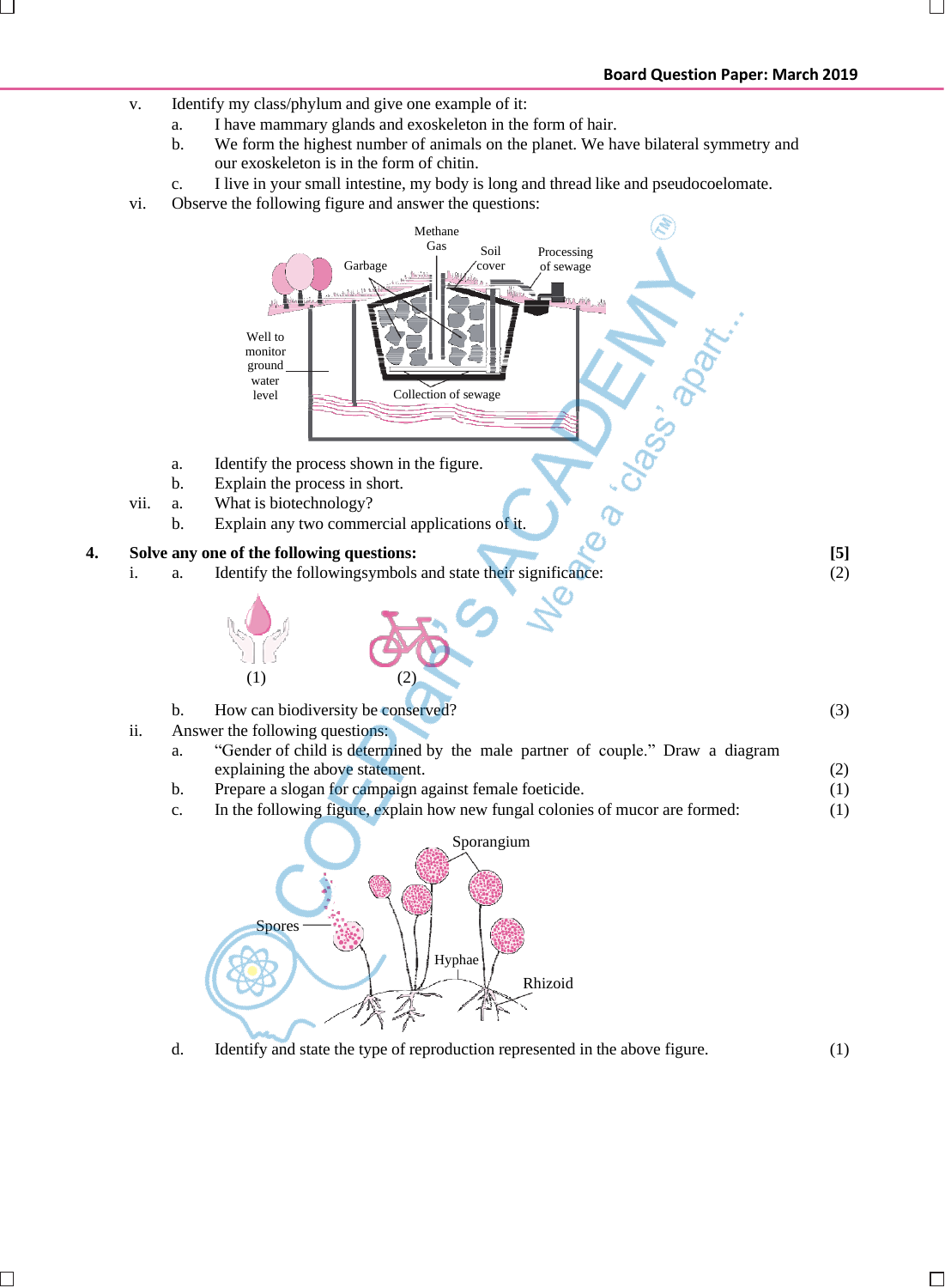v. Identify my class/phylum and give one example of it:

a. I have mammary glands and exoskeleton in the form of hair.

b. We form the highest number of animals on the planet. We have bilateral symmetry and our exoskeleton is in the form of chitin.

c. I live in your small intestine, my body is long and thread like and pseudocoelomate.

vi. Observe the following figure and answer the questions:

Methane Gas

Soil cover

Processing of sewage

Garbage

Well to monitor ground water level

Collection of sewage

a. Identify the process shown in the figure.

b. Explain the process in short.

vii. a. What is biotechnology?

b. Explain any two commercial applications of it.

**4. Solve any one of the following questions:** **[5]**

i. a. Identify the followingsymbols and state their significance: (2)

(1) (2)

b. How can biodiversity be conserved? (3)

ii. Answer the following questions:

a. "Gender of child is determined by the male partner of couple." Draw a diagram explaining the above statement. (2)

b. Prepare a slogan for campaign against female foeticide. (1)

c. In the following figure, explain how new fungal colonies of mucor are formed: (1)

Sporangium

Spores

Hyphae

Rhizoid

d. Identify and state the type of reproduction represented in the above figure. (1)